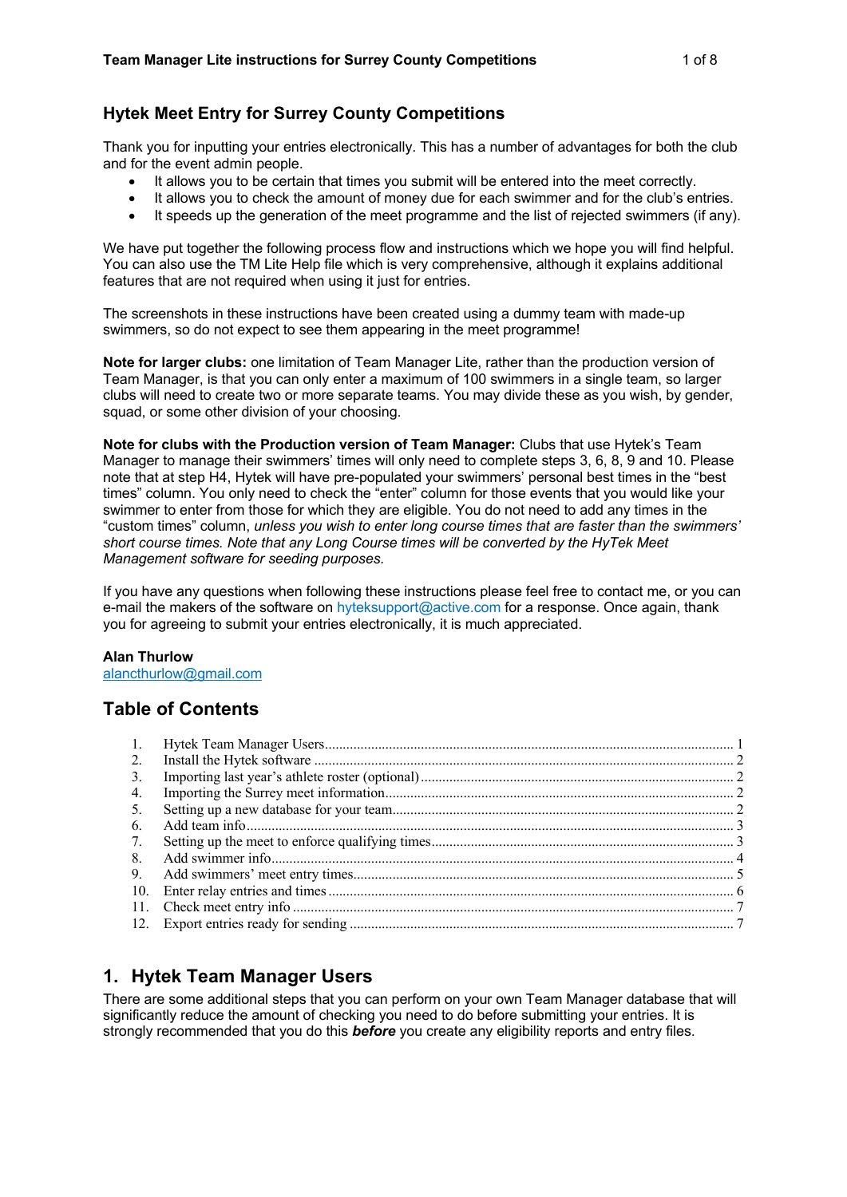## Hytek Meet Entry for Surrey County Competitions

Thank you for inputting your entries electronically. This has a number of advantages for both the club and for the event admin people.

- It allows you to be certain that times you submit will be entered into the meet correctly.
- It allows you to check the amount of money due for each swimmer and for the club's entries.
- It speeds up the generation of the meet programme and the list of rejected swimmers (if any).

We have put together the following process flow and instructions which we hope you will find helpful. You can also use the TM Lite Help file which is very comprehensive, although it explains additional features that are not required when using it just for entries.

The screenshots in these instructions have been created using a dummy team with made-up swimmers, so do not expect to see them appearing in the meet programme!

**Note for larger clubs:** one limitation of Team Manager Lite, rather than the production version of Team Manager, is that you can only enter a maximum of 100 swimmers in a single team, so larger clubs will need to create two or more separate teams. You may divide these as you wish, by gender, squad, or some other division of your choosing.

**Note for clubs with the Production version of Team Manager:** Clubs that use Hytek's Team Manager to manage their swimmers' times will only need to complete steps 3, 6, 8, 9 and 10. Please note that at step H4, Hytek will have pre-populated your swimmers' personal best times in the "best times" column. You only need to check the "enter" column for those events that you would like your swimmer to enter from those for which they are eligible. You do not need to add any times in the "custom times" column, *unless you wish to enter long course times that are faster than the swimmers' short course times. Note that any Long Course times will be converted by the HyTek Meet Management software for seeding purposes.*

If you have any questions when following these instructions please feel free to contact me, or you can e-mail the makers of the software on hyteksupport@active.com for a response. Once again, thank you for agreeing to submit your entries electronically, it is much appreciated.

**Alan Thurlow**
alancthurlow@gmail.com

## Table of Contents

1. Hytek Team Manager Users .......... 1
2. Install the Hytek software .......... 2
3. Importing last year's athlete roster (optional) .......... 2
4. Importing the Surrey meet information .......... 2
5. Setting up a new database for your team .......... 2
6. Add team info .......... 3
7. Setting up the meet to enforce qualifying times .......... 3
8. Add swimmer info .......... 4
9. Add swimmers' meet entry times .......... 5
10. Enter relay entries and times .......... 6
11. Check meet entry info .......... 7
12. Export entries ready for sending .......... 7

## 1. Hytek Team Manager Users

There are some additional steps that you can perform on your own Team Manager database that will significantly reduce the amount of checking you need to do before submitting your entries. It is strongly recommended that you do this ***before*** you create any eligibility reports and entry files.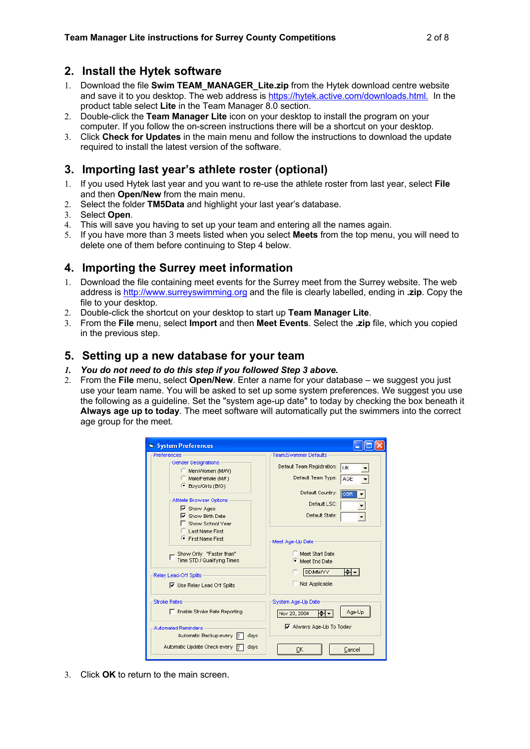## 2. Install the Hytek software

1. Download the file **Swim TEAM_MANAGER_Lite.zip** from the Hytek download centre website and save it to you desktop. The web address is https://hytek.active.com/downloads.html. In the product table select **Lite** in the Team Manager 8.0 section.
2. Double-click the **Team Manager Lite** icon on your desktop to install the program on your computer. If you follow the on-screen instructions there will be a shortcut on your desktop.
3. Click **Check for Updates** in the main menu and follow the instructions to download the update required to install the latest version of the software.

## 3. Importing last year's athlete roster (optional)

1. If you used Hytek last year and you want to re-use the athlete roster from last year, select **File** and then **Open/New** from the main menu.
2. Select the folder **TM5Data** and highlight your last year's database.
3. Select **Open**.
4. This will save you having to set up your team and entering all the names again.
5. If you have more than 3 meets listed when you select **Meets** from the top menu, you will need to delete one of them before continuing to Step 4 below.

## 4. Importing the Surrey meet information

1. Download the file containing meet events for the Surrey meet from the Surrey website. The web address is http://www.surreyswimming.org and the file is clearly labelled, ending in **.zip**. Copy the file to your desktop.
2. Double-click the shortcut on your desktop to start up **Team Manager Lite**.
3. From the **File** menu, select **Import** and then **Meet Events**. Select the **.zip** file, which you copied in the previous step.

## 5. Setting up a new database for your team

1. ***You do not need to do this step if you followed Step 3 above.***
2. From the **File** menu, select **Open/New**. Enter a name for your database – we suggest you just use your team name. You will be asked to set up some system preferences. We suggest you use the following as a guideline. Set the "system age-up date" to today by checking the box beneath it **Always age up to today**. The meet software will automatically put the swimmers into the correct age group for the meet.
3. Click **OK** to return to the main screen.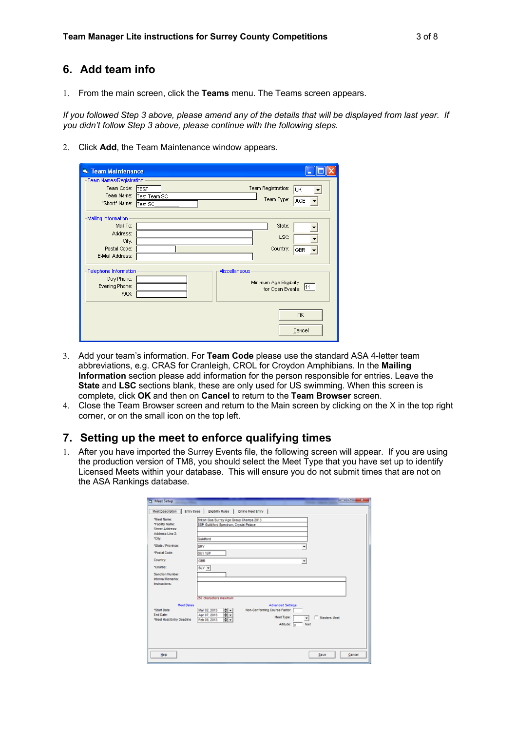## 6. Add team info

1. From the main screen, click the **Teams** menu. The Teams screen appears.

*If you followed Step 3 above, please amend any of the details that will be displayed from last year. If you didn't follow Step 3 above, please continue with the following steps.*

2. Click **Add**, the Team Maintenance window appears.

3. Add your team's information. For **Team Code** please use the standard ASA 4-letter team abbreviations, e.g. CRAS for Cranleigh, CROL for Croydon Amphibians. In the **Mailing Information** section please add information for the person responsible for entries. Leave the **State** and **LSC** sections blank, these are only used for US swimming. When this screen is complete, click **OK** and then on **Cancel** to return to the **Team Browser** screen.
4. Close the Team Browser screen and return to the Main screen by clicking on the X in the top right corner, or on the small icon on the top left.

## 7. Setting up the meet to enforce qualifying times

1. After you have imported the Surrey Events file, the following screen will appear. If you are using the production version of TM8, you should select the Meet Type that you have set up to identify Licensed Meets within your database. This will ensure you do not submit times that are not on the ASA Rankings database.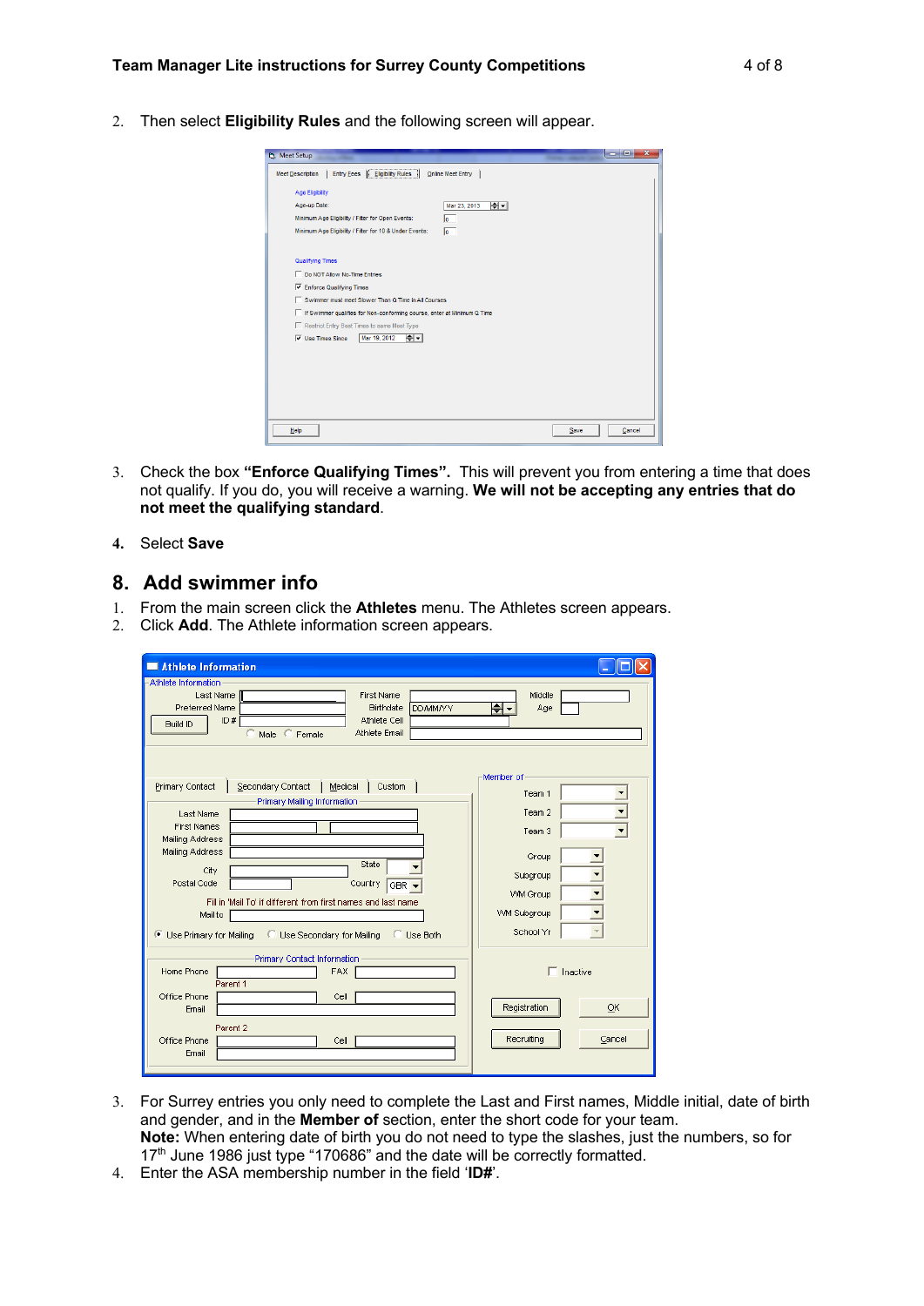2. Then select **Eligibility Rules** and the following screen will appear.

3. Check the box **"Enforce Qualifying Times".** This will prevent you from entering a time that does not qualify. If you do, you will receive a warning. **We will not be accepting any entries that do not meet the qualifying standard**.

4. Select **Save**

## 8. Add swimmer info

1. From the main screen click the **Athletes** menu. The Athletes screen appears.
2. Click **Add**. The Athlete information screen appears.

3. For Surrey entries you only need to complete the Last and First names, Middle initial, date of birth and gender, and in the **Member of** section, enter the short code for your team.
   **Note:** When entering date of birth you do not need to type the slashes, just the numbers, so for 17th June 1986 just type "170686" and the date will be correctly formatted.
4. Enter the ASA membership number in the field '**ID#**'.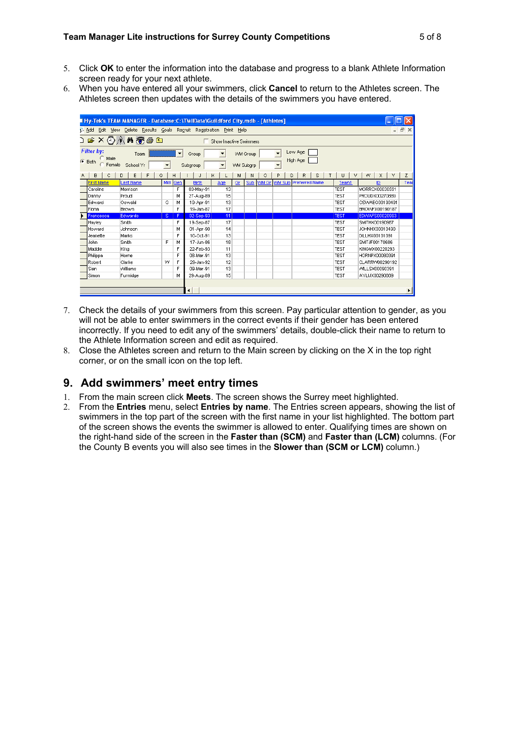5. Click **OK** to enter the information into the database and progress to a blank Athlete Information screen ready for your next athlete.
6. When you have entered all your swimmers, click **Cancel** to return to the Athletes screen. The Athletes screen then updates with the details of the swimmers you have entered.

7. Check the details of your swimmers from this screen. Pay particular attention to gender, as you will not be able to enter swimmers in the correct events if their gender has been entered incorrectly. If you need to edit any of the swimmers' details, double-click their name to return to the Athlete Information screen and edit as required.
8. Close the Athletes screen and return to the Main screen by clicking on the X in the top right corner, or on the small icon on the top left.

## 9. Add swimmers' meet entry times

1. From the main screen click **Meets**. The screen shows the Surrey meet highlighted.
2. From the **Entries** menu, select **Entries by name**. The Entries screen appears, showing the list of swimmers in the top part of the screen with the first name in your list highlighted. The bottom part of the screen shows the events the swimmer is allowed to enter. Qualifying times are shown on the right-hand side of the screen in the **Faster than (SCM)** and **Faster than (LCM)** columns. (For the County B events you will also see times in the **Slower than (SCM or LCM)** column.)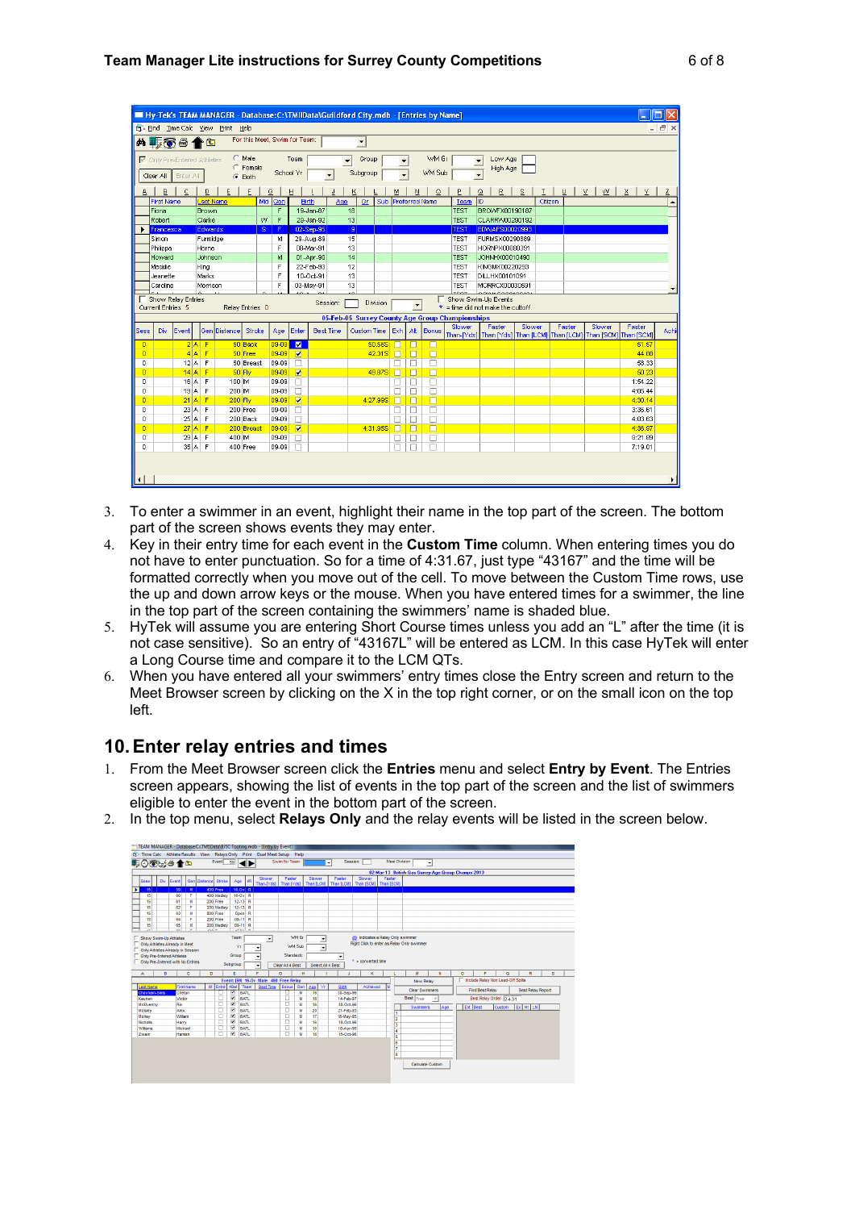3. To enter a swimmer in an event, highlight their name in the top part of the screen. The bottom part of the screen shows events they may enter.
4. Key in their entry time for each event in the **Custom Time** column. When entering times you do not have to enter punctuation. So for a time of 4:31.67, just type “43167” and the time will be formatted correctly when you move out of the cell. To move between the Custom Time rows, use the up and down arrow keys or the mouse. When you have entered times for a swimmer, the line in the top part of the screen containing the swimmers' name is shaded blue.
5. HyTek will assume you are entering Short Course times unless you add an “L” after the time (it is not case sensitive). So an entry of “43167L” will be entered as LCM. In this case HyTek will enter a Long Course time and compare it to the LCM QTs.
6. When you have entered all your swimmers' entry times close the Entry screen and return to the Meet Browser screen by clicking on the X in the top right corner, or on the small icon on the top left.

## 10. Enter relay entries and times

1. From the Meet Browser screen click the **Entries** menu and select **Entry by Event**. The Entries screen appears, showing the list of events in the top part of the screen and the list of swimmers eligible to enter the event in the bottom part of the screen.
2. In the top menu, select **Relays Only** and the relay events will be listed in the screen below.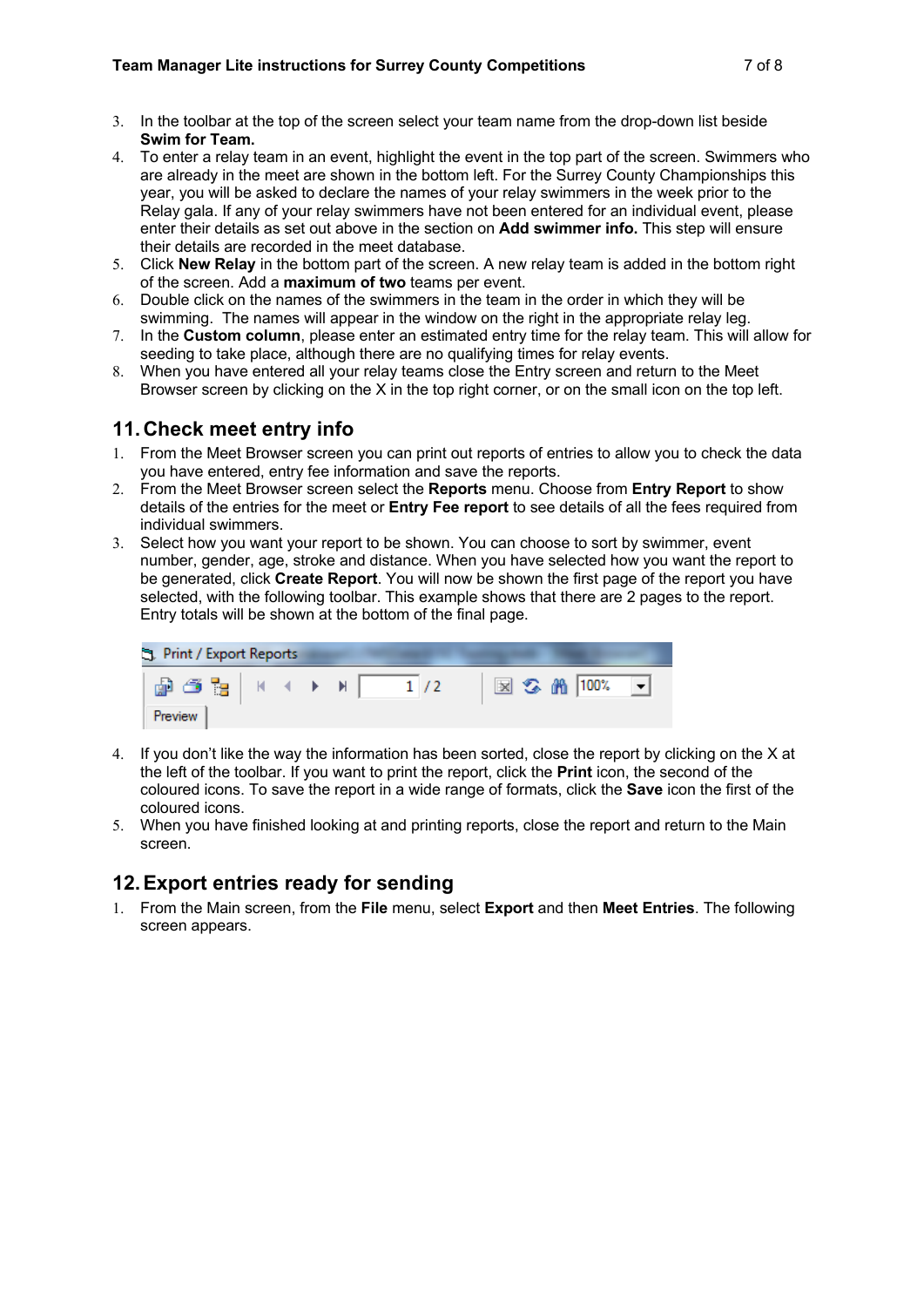3. In the toolbar at the top of the screen select your team name from the drop-down list beside **Swim for Team.**
4. To enter a relay team in an event, highlight the event in the top part of the screen. Swimmers who are already in the meet are shown in the bottom left. For the Surrey County Championships this year, you will be asked to declare the names of your relay swimmers in the week prior to the Relay gala. If any of your relay swimmers have not been entered for an individual event, please enter their details as set out above in the section on **Add swimmer info.** This step will ensure their details are recorded in the meet database.
5. Click **New Relay** in the bottom part of the screen. A new relay team is added in the bottom right of the screen. Add a **maximum of two** teams per event.
6. Double click on the names of the swimmers in the team in the order in which they will be swimming. The names will appear in the window on the right in the appropriate relay leg.
7. In the **Custom column**, please enter an estimated entry time for the relay team. This will allow for seeding to take place, although there are no qualifying times for relay events.
8. When you have entered all your relay teams close the Entry screen and return to the Meet Browser screen by clicking on the X in the top right corner, or on the small icon on the top left.

## 11. Check meet entry info

1. From the Meet Browser screen you can print out reports of entries to allow you to check the data you have entered, entry fee information and save the reports.
2. From the Meet Browser screen select the **Reports** menu. Choose from **Entry Report** to show details of the entries for the meet or **Entry Fee report** to see details of all the fees required from individual swimmers.
3. Select how you want your report to be shown. You can choose to sort by swimmer, event number, gender, age, stroke and distance. When you have selected how you want the report to be generated, click **Create Report**. You will now be shown the first page of the report you have selected, with the following toolbar. This example shows that there are 2 pages to the report. Entry totals will be shown at the bottom of the final page.

Print / Export Reports

Preview 1 / 2 100%

4. If you don't like the way the information has been sorted, close the report by clicking on the X at the left of the toolbar. If you want to print the report, click the **Print** icon, the second of the coloured icons. To save the report in a wide range of formats, click the **Save** icon the first of the coloured icons.
5. When you have finished looking at and printing reports, close the report and return to the Main screen.

## 12. Export entries ready for sending

1. From the Main screen, from the **File** menu, select **Export** and then **Meet Entries**. The following screen appears.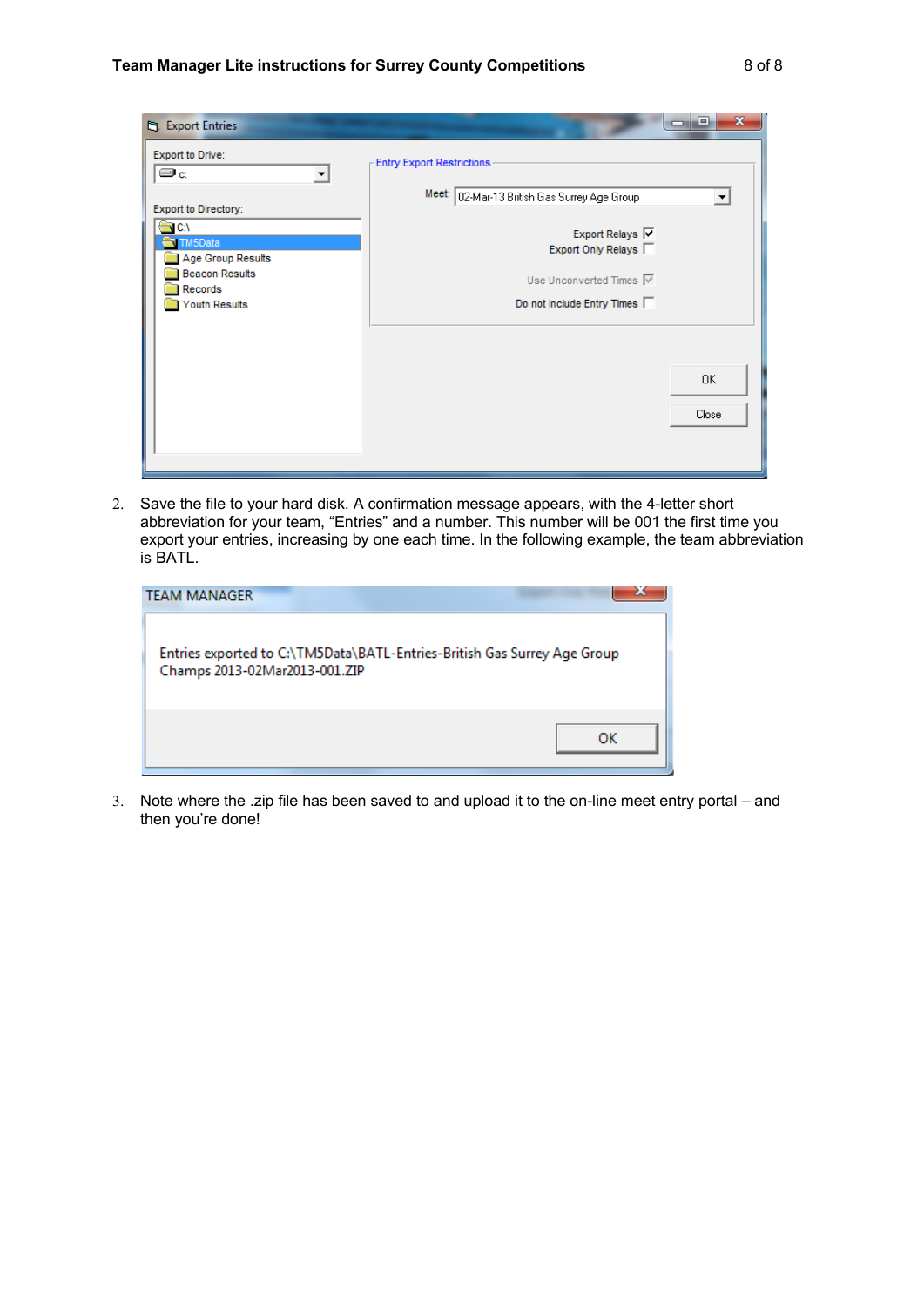2. Save the file to your hard disk. A confirmation message appears, with the 4-letter short abbreviation for your team, “Entries” and a number. This number will be 001 the first time you export your entries, increasing by one each time. In the following example, the team abbreviation is BATL.

3. Note where the .zip file has been saved to and upload it to the on-line meet entry portal – and then you’re done!